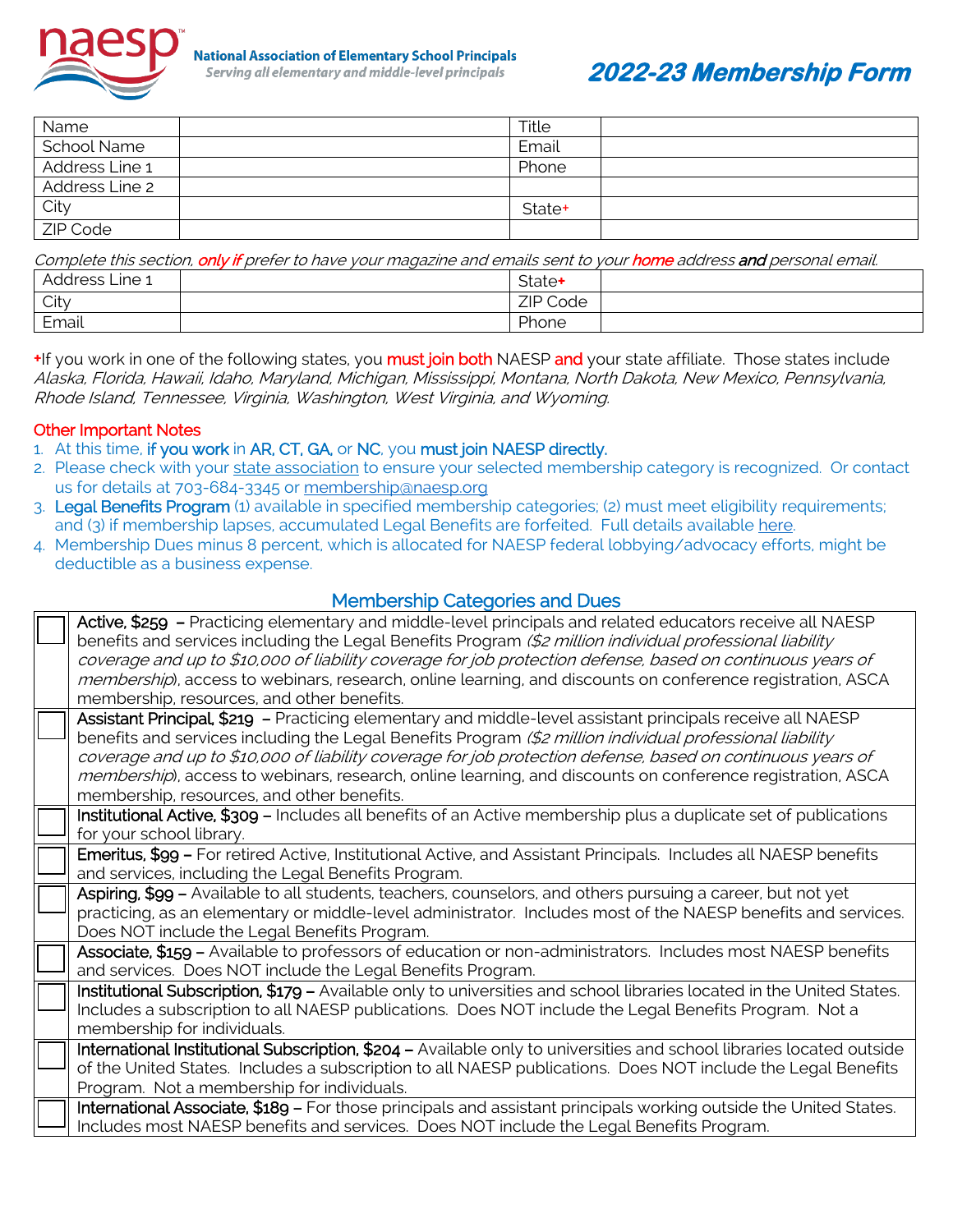**naesp** National Association of Elementary School Principals
*Serving all elementary and middle-level principals*

# *2022-23 Membership Form*

| Name | | Title | |
|---|---|---|---|
| School Name | | Email | |
| Address Line 1 | | Phone | |
| Address Line 2 | | | |
| City | | State+ | |
| ZIP Code | | | |

*Complete this section, only if prefer to have your magazine and emails sent to your home address and personal email.*

| Address Line 1 | | State+ | |
|---|---|---|---|
| City | | ZIP Code | |
| Email | | Phone | |

+If you work in one of the following states, you must join both NAESP and your state affiliate. Those states include *Alaska, Florida, Hawaii, Idaho, Maryland, Michigan, Mississippi, Montana, North Dakota, New Mexico, Pennsylvania, Rhode Island, Tennessee, Virginia, Washington, West Virginia, and Wyoming.*

**Other Important Notes**

1. At this time, if you work in AR, CT, GA, or NC, you must join NAESP directly.
2. Please check with your state association to ensure your selected membership category is recognized. Or contact us for details at 703-684-3345 or membership@naesp.org
3. Legal Benefits Program (1) available in specified membership categories; (2) must meet eligibility requirements; and (3) if membership lapses, accumulated Legal Benefits are forfeited. Full details available here.
4. Membership Dues minus 8 percent, which is allocated for NAESP federal lobbying/advocacy efforts, might be deductible as a business expense.

## Membership Categories and Dues

| | |
|---|---|
| ☐ | **Active, $259** – Practicing elementary and middle-level principals and related educators receive all NAESP benefits and services including the Legal Benefits Program *($2 million individual professional liability coverage and up to $10,000 of liability coverage for job protection defense, based on continuous years of membership*), access to webinars, research, online learning, and discounts on conference registration, ASCA membership, resources, and other benefits. |
| ☐ | **Assistant Principal, $219** – Practicing elementary and middle-level assistant principals receive all NAESP benefits and services including the Legal Benefits Program *($2 million individual professional liability coverage and up to $10,000 of liability coverage for job protection defense, based on continuous years of membership*), access to webinars, research, online learning, and discounts on conference registration, ASCA membership, resources, and other benefits. |
| ☐ | **Institutional Active, $309** – Includes all benefits of an Active membership plus a duplicate set of publications for your school library. |
| ☐ | **Emeritus, $99** – For retired Active, Institutional Active, and Assistant Principals. Includes all NAESP benefits and services, including the Legal Benefits Program. |
| ☐ | **Aspiring, $99** – Available to all students, teachers, counselors, and others pursuing a career, but not yet practicing, as an elementary or middle-level administrator. Includes most of the NAESP benefits and services. Does NOT include the Legal Benefits Program. |
| ☐ | **Associate, $159** – Available to professors of education or non-administrators. Includes most NAESP benefits and services. Does NOT include the Legal Benefits Program. |
| ☐ | **Institutional Subscription, $179** – Available only to universities and school libraries located in the United States. Includes a subscription to all NAESP publications. Does NOT include the Legal Benefits Program. Not a membership for individuals. |
| ☐ | **International Institutional Subscription, $204** – Available only to universities and school libraries located outside of the United States. Includes a subscription to all NAESP publications. Does NOT include the Legal Benefits Program. Not a membership for individuals. |
| ☐ | **International Associate, $189** – For those principals and assistant principals working outside the United States. Includes most NAESP benefits and services. Does NOT include the Legal Benefits Program. |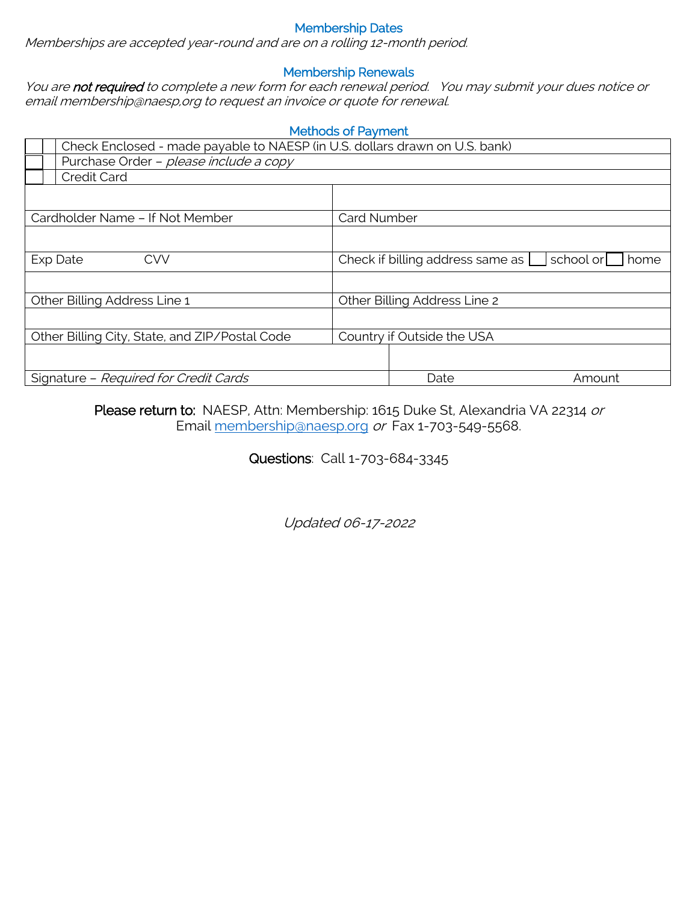## Membership Dates

*Memberships are accepted year-round and are on a rolling 12-month period.*

## Membership Renewals

*You are* ***not required*** *to complete a new form for each renewal period. You may submit your dues notice or email membership@naesp,org to request an invoice or quote for renewal.*

## Methods of Payment

| | |
|---|---|
| ☐ | Check Enclosed - made payable to NAESP (in U.S. dollars drawn on U.S. bank) |
| ☐ | Purchase Order – *please include a copy* |
| ☐ | Credit Card |

| | |
|---|---|
| Cardholder Name – If Not Member | Card Number |
| Exp Date CVV | Check if billing address same as ☐ school or ☐ home |
| Other Billing Address Line 1 | Other Billing Address Line 2 |
| Other Billing City, State, and ZIP/Postal Code | Country if Outside the USA |
| Signature – *Required for Credit Cards* | Date Amount |

**Please return to:** NAESP, Attn: Membership: 1615 Duke St, Alexandria VA 22314 *or* Email membership@naesp.org *or* Fax 1-703-549-5568.

**Questions**: Call 1-703-684-3345

*Updated 06-17-2022*